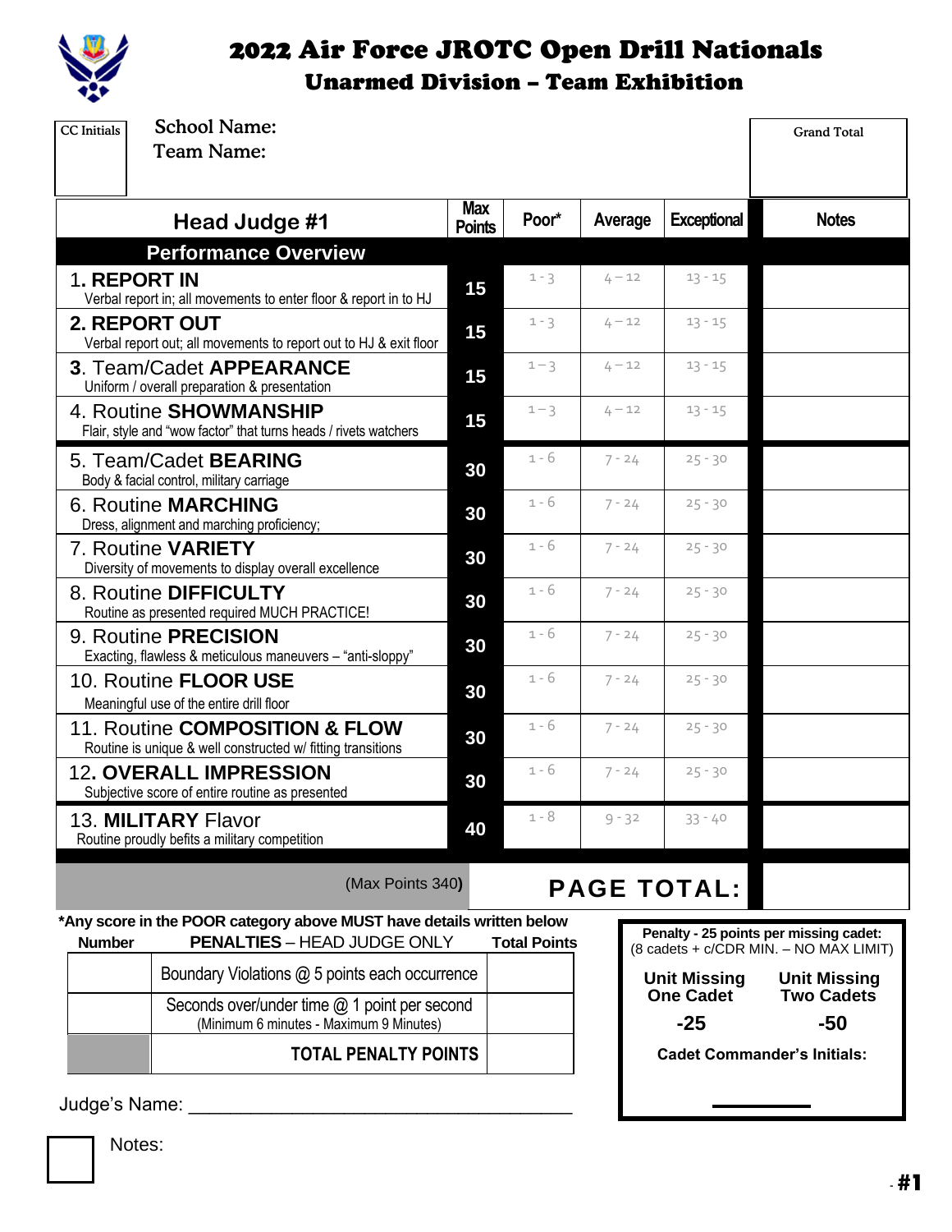# 2022 Air Force JROTC Open Drill Nationals

## Unarmed Division – Team Exhibition

CC Initials

School Name:

Team Name:

Grand Total

| Head Judge #1 | Max Points | Poor* | Average | Exceptional | Notes |
|---|---|---|---|---|---|
| **Performance Overview** | | | | | |
| 1. **REPORT IN**<br>Verbal report in; all movements to enter floor & report in to HJ | 15 | 1 - 3 | 4 – 12 | 13 - 15 | |
| 2. **REPORT OUT**<br>Verbal report out; all movements to report out to HJ & exit floor | 15 | 1 - 3 | 4 – 12 | 13 - 15 | |
| 3. Team/Cadet **APPEARANCE**<br>Uniform / overall preparation & presentation | 15 | 1 – 3 | 4 – 12 | 13 - 15 | |
| 4. Routine **SHOWMANSHIP**<br>Flair, style and "wow factor" that turns heads / rivets watchers | 15 | 1 – 3 | 4 – 12 | 13 - 15 | |
| 5. Team/Cadet **BEARING**<br>Body & facial control, military carriage | 30 | 1 - 6 | 7 - 24 | 25 - 30 | |
| 6. Routine **MARCHING**<br>Dress, alignment and marching proficiency; | 30 | 1 - 6 | 7 - 24 | 25 - 30 | |
| 7. Routine **VARIETY**<br>Diversity of movements to display overall excellence | 30 | 1 - 6 | 7 - 24 | 25 - 30 | |
| 8. Routine **DIFFICULTY**<br>Routine as presented required MUCH PRACTICE! | 30 | 1 - 6 | 7 - 24 | 25 - 30 | |
| 9. Routine **PRECISION**<br>Exacting, flawless & meticulous maneuvers – "anti-sloppy" | 30 | 1 - 6 | 7 - 24 | 25 - 30 | |
| 10. Routine **FLOOR USE**<br>Meaningful use of the entire drill floor | 30 | 1 - 6 | 7 - 24 | 25 - 30 | |
| 11. Routine **COMPOSITION & FLOW**<br>Routine is unique & well constructed w/ fitting transitions | 30 | 1 - 6 | 7 - 24 | 25 - 30 | |
| 12. **OVERALL IMPRESSION**<br>Subjective score of entire routine as presented | 30 | 1 - 6 | 7 - 24 | 25 - 30 | |
| 13. **MILITARY** Flavor<br>Routine proudly befits a military competition | 40 | 1 - 8 | 9 - 32 | 33 - 40 | |
| (Max Points 340) | | **PAGE TOTAL:** | | | |

***Any score in the POOR category above MUST have details written below**

| Number | **PENALTIES** – HEAD JUDGE ONLY | Total Points |
|---|---|---|
| | Boundary Violations @ 5 points each occurrence | |
| | Seconds over/under time @ 1 point per second<br>(Minimum 6 minutes - Maximum 9 Minutes) | |
| | **TOTAL PENALTY POINTS** | |

**Penalty - 25 points per missing cadet:**
(8 cadets + c/CDR MIN. – NO MAX LIMIT)

| Unit Missing One Cadet | Unit Missing Two Cadets |
|---|---|
| -25 | -50 |

**Cadet Commander's Initials:**

Judge's Name: ______________________________________

Notes: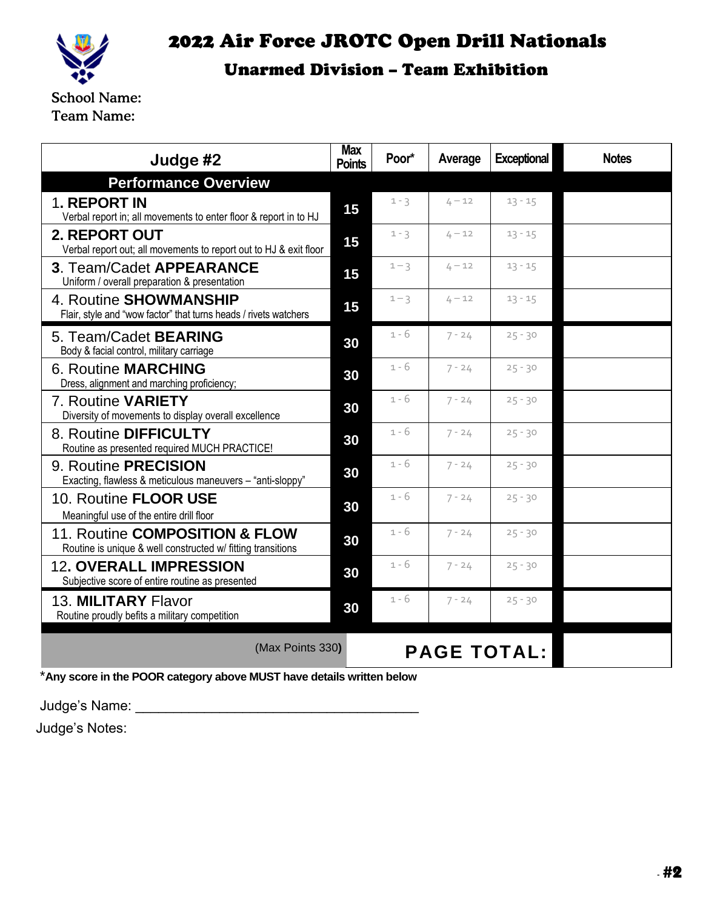# 2022 Air Force JROTC Open Drill Nationals

## Unarmed Division – Team Exhibition

School Name:
Team Name:

| Judge #2 | Max Points | Poor* | Average | Exceptional | Notes |
|---|---|---|---|---|---|
| **Performance Overview** | | | | | |
| 1. **REPORT IN** Verbal report in; all movements to enter floor & report in to HJ | 15 | 1 - 3 | 4 – 12 | 13 - 15 | |
| **2. REPORT OUT** Verbal report out; all movements to report out to HJ & exit floor | 15 | 1 - 3 | 4 – 12 | 13 - 15 | |
| 3. Team/Cadet **APPEARANCE** Uniform / overall preparation & presentation | 15 | 1 – 3 | 4 – 12 | 13 - 15 | |
| 4. Routine **SHOWMANSHIP** Flair, style and "wow factor" that turns heads / rivets watchers | 15 | 1 – 3 | 4 – 12 | 13 - 15 | |
| 5. Team/Cadet **BEARING** Body & facial control, military carriage | 30 | 1 - 6 | 7 - 24 | 25 - 30 | |
| 6. Routine **MARCHING** Dress, alignment and marching proficiency; | 30 | 1 - 6 | 7 - 24 | 25 - 30 | |
| 7. Routine **VARIETY** Diversity of movements to display overall excellence | 30 | 1 - 6 | 7 - 24 | 25 - 30 | |
| 8. Routine **DIFFICULTY** Routine as presented required MUCH PRACTICE! | 30 | 1 - 6 | 7 - 24 | 25 - 30 | |
| 9. Routine **PRECISION** Exacting, flawless & meticulous maneuvers – "anti-sloppy" | 30 | 1 - 6 | 7 - 24 | 25 - 30 | |
| 10. Routine **FLOOR USE** Meaningful use of the entire drill floor | 30 | 1 - 6 | 7 - 24 | 25 - 30 | |
| 11. Routine **COMPOSITION & FLOW** Routine is unique & well constructed w/ fitting transitions | 30 | 1 - 6 | 7 - 24 | 25 - 30 | |
| 12**. OVERALL IMPRESSION** Subjective score of entire routine as presented | 30 | 1 - 6 | 7 - 24 | 25 - 30 | |
| 13. **MILITARY** Flavor Routine proudly befits a military competition | 30 | 1 - 6 | 7 - 24 | 25 - 30 | |
| (Max Points 330) | | **PAGE TOTAL:** | | | |

***Any score in the POOR category above MUST have details written below**

Judge's Name: ___________________________________

Judge's Notes: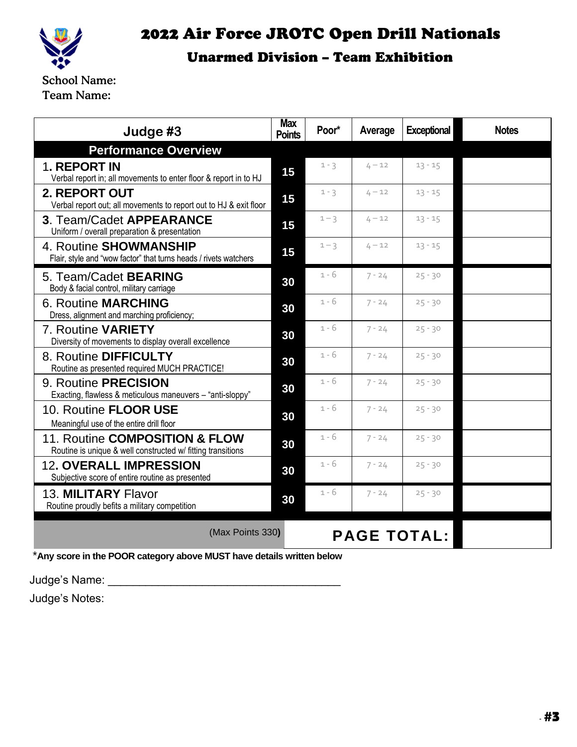# 2022 Air Force JROTC Open Drill Nationals

## Unarmed Division – Team Exhibition

School Name:
Team Name:

| Judge #3 | Max Points | Poor* | Average | Exceptional | Notes |
|---|---|---|---|---|---|
| **Performance Overview** | | | | | |
| 1. **REPORT IN** Verbal report in; all movements to enter floor & report in to HJ | 15 | 1 - 3 | 4 – 12 | 13 - 15 | |
| **2. REPORT OUT** Verbal report out; all movements to report out to HJ & exit floor | 15 | 1 - 3 | 4 – 12 | 13 - 15 | |
| 3. Team/Cadet **APPEARANCE** Uniform / overall preparation & presentation | 15 | 1 – 3 | 4 – 12 | 13 - 15 | |
| 4. Routine **SHOWMANSHIP** Flair, style and "wow factor" that turns heads / rivets watchers | 15 | 1 – 3 | 4 – 12 | 13 - 15 | |
| 5. Team/Cadet **BEARING** Body & facial control, military carriage | 30 | 1 - 6 | 7 - 24 | 25 - 30 | |
| 6. Routine **MARCHING** Dress, alignment and marching proficiency; | 30 | 1 - 6 | 7 - 24 | 25 - 30 | |
| 7. Routine **VARIETY** Diversity of movements to display overall excellence | 30 | 1 - 6 | 7 - 24 | 25 - 30 | |
| 8. Routine **DIFFICULTY** Routine as presented required MUCH PRACTICE! | 30 | 1 - 6 | 7 - 24 | 25 - 30 | |
| 9. Routine **PRECISION** Exacting, flawless & meticulous maneuvers – "anti-sloppy" | 30 | 1 - 6 | 7 - 24 | 25 - 30 | |
| 10. Routine **FLOOR USE** Meaningful use of the entire drill floor | 30 | 1 - 6 | 7 - 24 | 25 - 30 | |
| 11. Routine **COMPOSITION & FLOW** Routine is unique & well constructed w/ fitting transitions | 30 | 1 - 6 | 7 - 24 | 25 - 30 | |
| 12**. OVERALL IMPRESSION** Subjective score of entire routine as presented | 30 | 1 - 6 | 7 - 24 | 25 - 30 | |
| 13. **MILITARY** Flavor Routine proudly befits a military competition | 30 | 1 - 6 | 7 - 24 | 25 - 30 | |
| (Max Points 330) | | | **PAGE TOTAL:** | | |

***Any score in the POOR category above MUST have details written below**

Judge's Name: ___________________________________

Judge's Notes: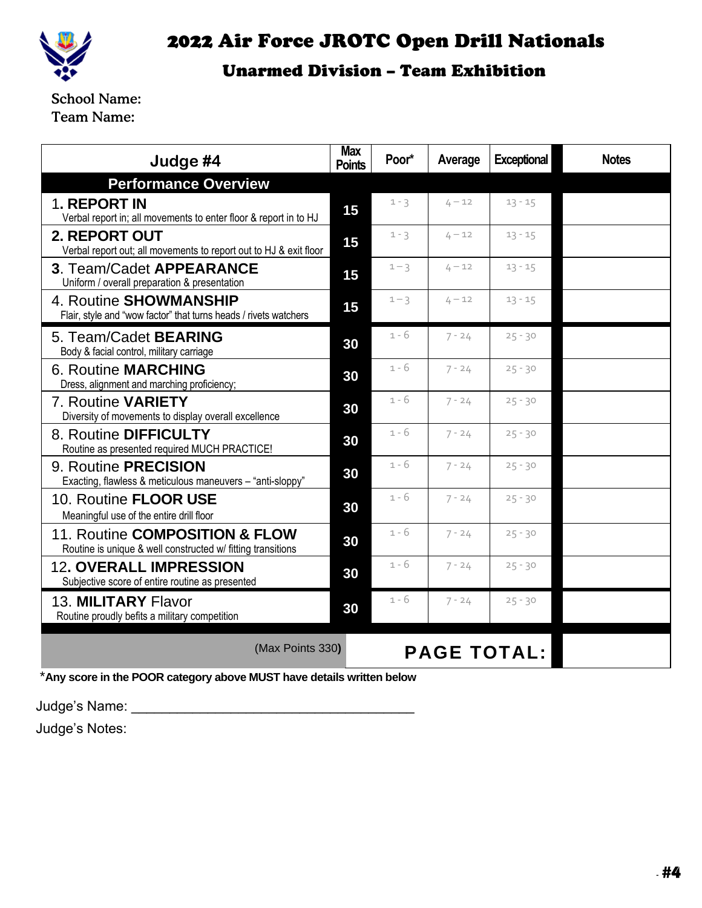# 2022 Air Force JROTC Open Drill Nationals

## Unarmed Division – Team Exhibition

School Name:
Team Name:

| Judge #4 | Max Points | Poor* | Average | Exceptional | Notes |
|---|---|---|---|---|---|
| **Performance Overview** | | | | | |
| 1. **REPORT IN**<br>Verbal report in; all movements to enter floor & report in to HJ | 15 | 1 - 3 | 4 – 12 | 13 - 15 | |
| **2. REPORT OUT**<br>Verbal report out; all movements to report out to HJ & exit floor | 15 | 1 - 3 | 4 – 12 | 13 - 15 | |
| **3**. Team/Cadet **APPEARANCE**<br>Uniform / overall preparation & presentation | 15 | 1 – 3 | 4 – 12 | 13 - 15 | |
| 4. Routine **SHOWMANSHIP**<br>Flair, style and "wow factor" that turns heads / rivets watchers | 15 | 1 – 3 | 4 – 12 | 13 - 15 | |
| 5. Team/Cadet **BEARING**<br>Body & facial control, military carriage | 30 | 1 - 6 | 7 - 24 | 25 - 30 | |
| 6. Routine **MARCHING**<br>Dress, alignment and marching proficiency; | 30 | 1 - 6 | 7 - 24 | 25 - 30 | |
| 7. Routine **VARIETY**<br>Diversity of movements to display overall excellence | 30 | 1 - 6 | 7 - 24 | 25 - 30 | |
| 8. Routine **DIFFICULTY**<br>Routine as presented required MUCH PRACTICE! | 30 | 1 - 6 | 7 - 24 | 25 - 30 | |
| 9. Routine **PRECISION**<br>Exacting, flawless & meticulous maneuvers – "anti-sloppy" | 30 | 1 - 6 | 7 - 24 | 25 - 30 | |
| 10. Routine **FLOOR USE**<br>Meaningful use of the entire drill floor | 30 | 1 - 6 | 7 - 24 | 25 - 30 | |
| 11. Routine **COMPOSITION & FLOW**<br>Routine is unique & well constructed w/ fitting transitions | 30 | 1 - 6 | 7 - 24 | 25 - 30 | |
| 12**. OVERALL IMPRESSION**<br>Subjective score of entire routine as presented | 30 | 1 - 6 | 7 - 24 | 25 - 30 | |
| 13. **MILITARY** Flavor<br>Routine proudly befits a military competition | 30 | 1 - 6 | 7 - 24 | 25 - 30 | |
| (Max Points 330) | **PAGE TOTAL:** | | | | |

*Any score in the POOR category above MUST have details written below**

Judge's Name: ______________________________________

Judge's Notes:

- **#4**